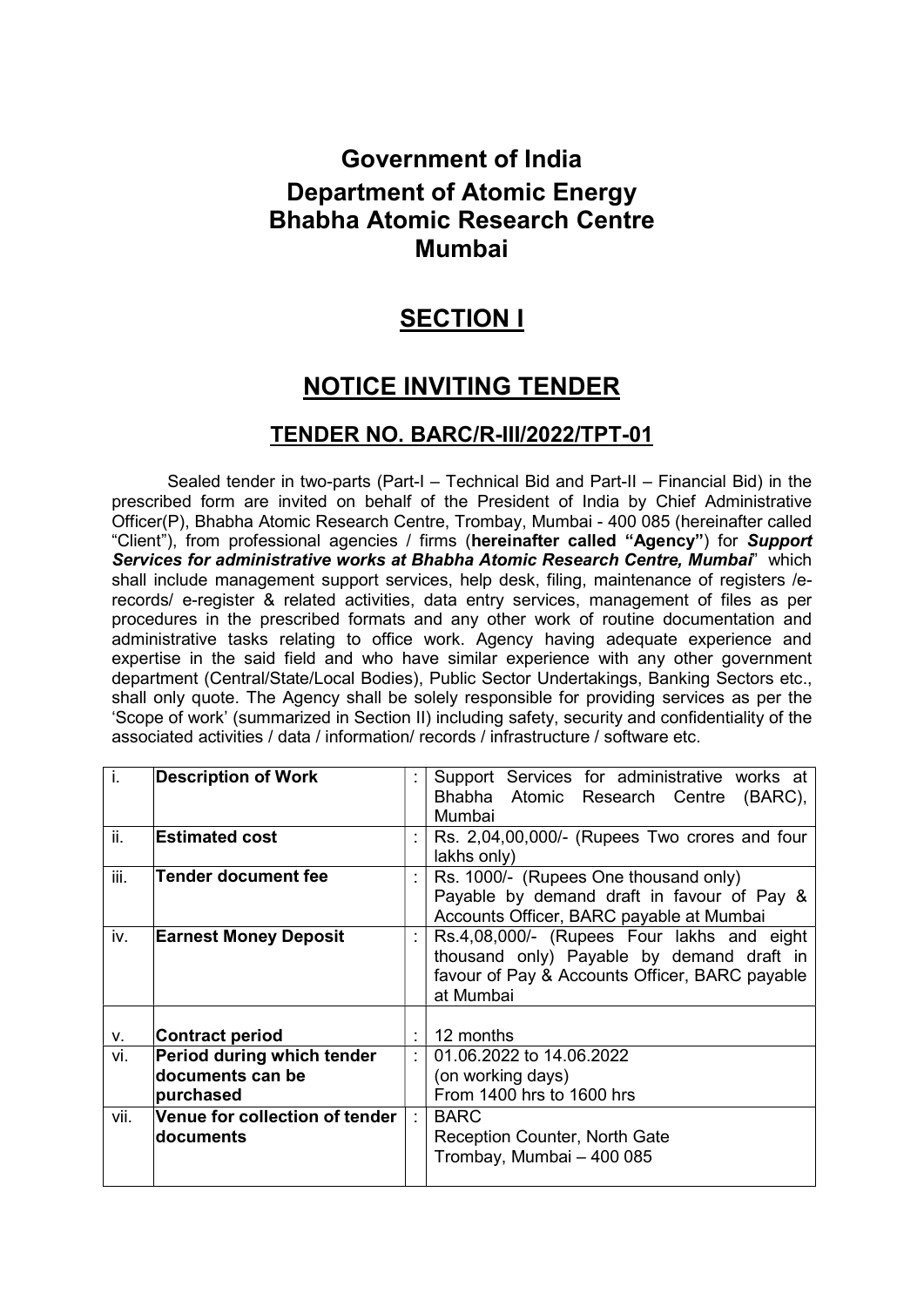# Government of India
# Department of Atomic Energy
# Bhabha Atomic Research Centre
# Mumbai

## SECTION I

## NOTICE INVITING TENDER

### TENDER NO. BARC/R-III/2022/TPT-01

Sealed tender in two-parts (Part-I – Technical Bid and Part-II – Financial Bid) in the prescribed form are invited on behalf of the President of India by Chief Administrative Officer(P), Bhabha Atomic Research Centre, Trombay, Mumbai - 400 085 (hereinafter called "Client"), from professional agencies / firms (**hereinafter called "Agency"**) for ***Support Services for administrative works at Bhabha Atomic Research Centre, Mumbai***" which shall include management support services, help desk, filing, maintenance of registers /e-records/ e-register & related activities, data entry services, management of files as per procedures in the prescribed formats and any other work of routine documentation and administrative tasks relating to office work. Agency having adequate experience and expertise in the said field and who have similar experience with any other government department (Central/State/Local Bodies), Public Sector Undertakings, Banking Sectors etc., shall only quote. The Agency shall be solely responsible for providing services as per the 'Scope of work' (summarized in Section II) including safety, security and confidentiality of the associated activities / data / information/ records / infrastructure / software etc.

| | | | |
|---|---|---|---|
| i. | **Description of Work** | : | Support Services for administrative works at Bhabha Atomic Research Centre (BARC), Mumbai |
| ii. | **Estimated cost** | : | Rs. 2,04,00,000/- (Rupees Two crores and four lakhs only) |
| iii. | **Tender document fee** | : | Rs. 1000/- (Rupees One thousand only) Payable by demand draft in favour of Pay & Accounts Officer, BARC payable at Mumbai |
| iv. | **Earnest Money Deposit** | : | Rs.4,08,000/- (Rupees Four lakhs and eight thousand only) Payable by demand draft in favour of Pay & Accounts Officer, BARC payable at Mumbai |
| v. | **Contract period** | : | 12 months |
| vi. | **Period during which tender documents can be purchased** | : | 01.06.2022 to 14.06.2022 (on working days) From 1400 hrs to 1600 hrs |
| vii. | **Venue for collection of tender documents** | : | BARC Reception Counter, North Gate Trombay, Mumbai – 400 085 |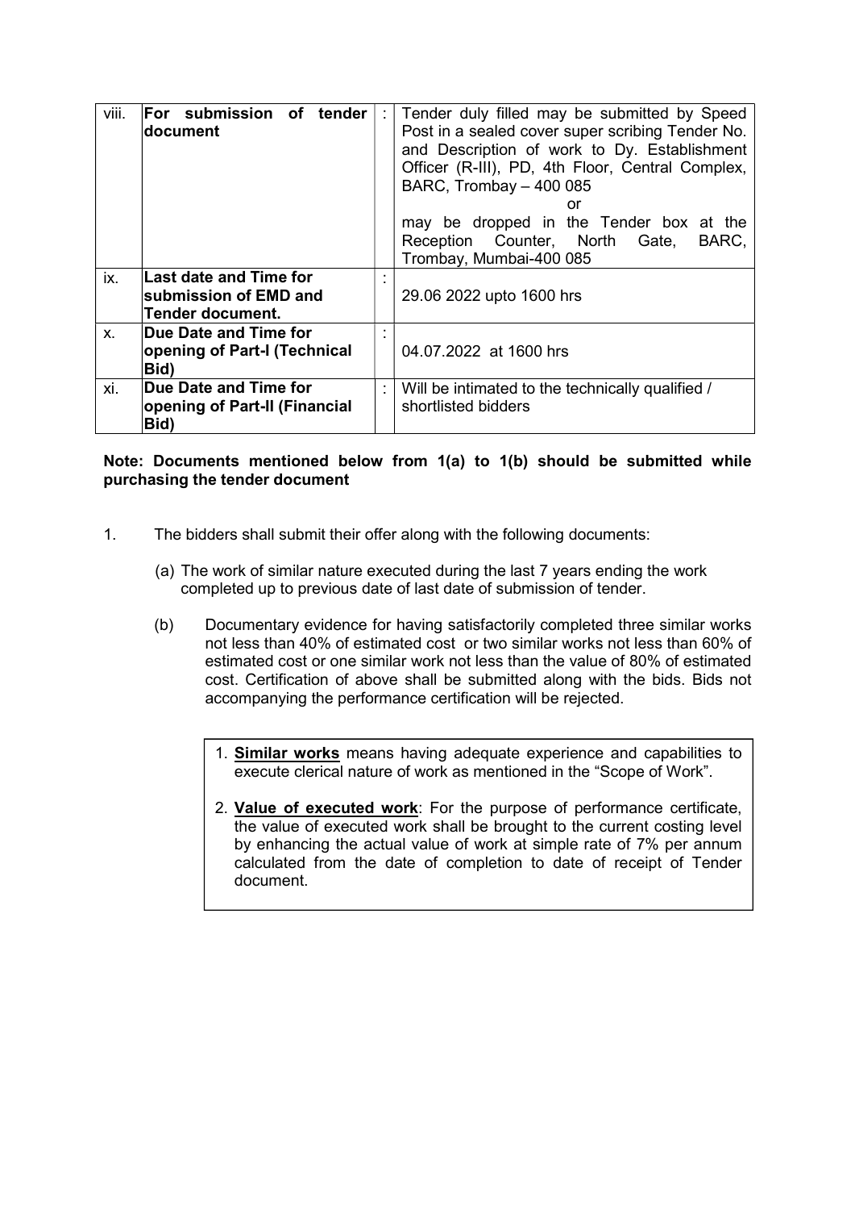| viii. | **For submission of tender document** | : | Tender duly filled may be submitted by Speed Post in a sealed cover super scribing Tender No. and Description of work to Dy. Establishment Officer (R-III), PD, 4th Floor, Central Complex, BARC, Trombay – 400 085<br>or<br>may be dropped in the Tender box at the Reception Counter, North Gate, BARC, Trombay, Mumbai-400 085 |
|---|---|---|---|
| ix. | **Last date and Time for submission of EMD and Tender document.** | : | 29.06 2022 upto 1600 hrs |
| x. | **Due Date and Time for opening of Part-I (Technical Bid)** | : | 04.07.2022 at 1600 hrs |
| xi. | **Due Date and Time for opening of Part-II (Financial Bid)** | : | Will be intimated to the technically qualified / shortlisted bidders |

**Note: Documents mentioned below from 1(a) to 1(b) should be submitted while purchasing the tender document**

1. The bidders shall submit their offer along with the following documents:

   (a) The work of similar nature executed during the last 7 years ending the work completed up to previous date of last date of submission of tender.

   (b) Documentary evidence for having satisfactorily completed three similar works not less than 40% of estimated cost or two similar works not less than 60% of estimated cost or one similar work not less than the value of 80% of estimated cost. Certification of above shall be submitted along with the bids. Bids not accompanying the performance certification will be rejected.

> 1. **Similar works** means having adequate experience and capabilities to execute clerical nature of work as mentioned in the "Scope of Work".
> 2. **Value of executed work**: For the purpose of performance certificate, the value of executed work shall be brought to the current costing level by enhancing the actual value of work at simple rate of 7% per annum calculated from the date of completion to date of receipt of Tender document.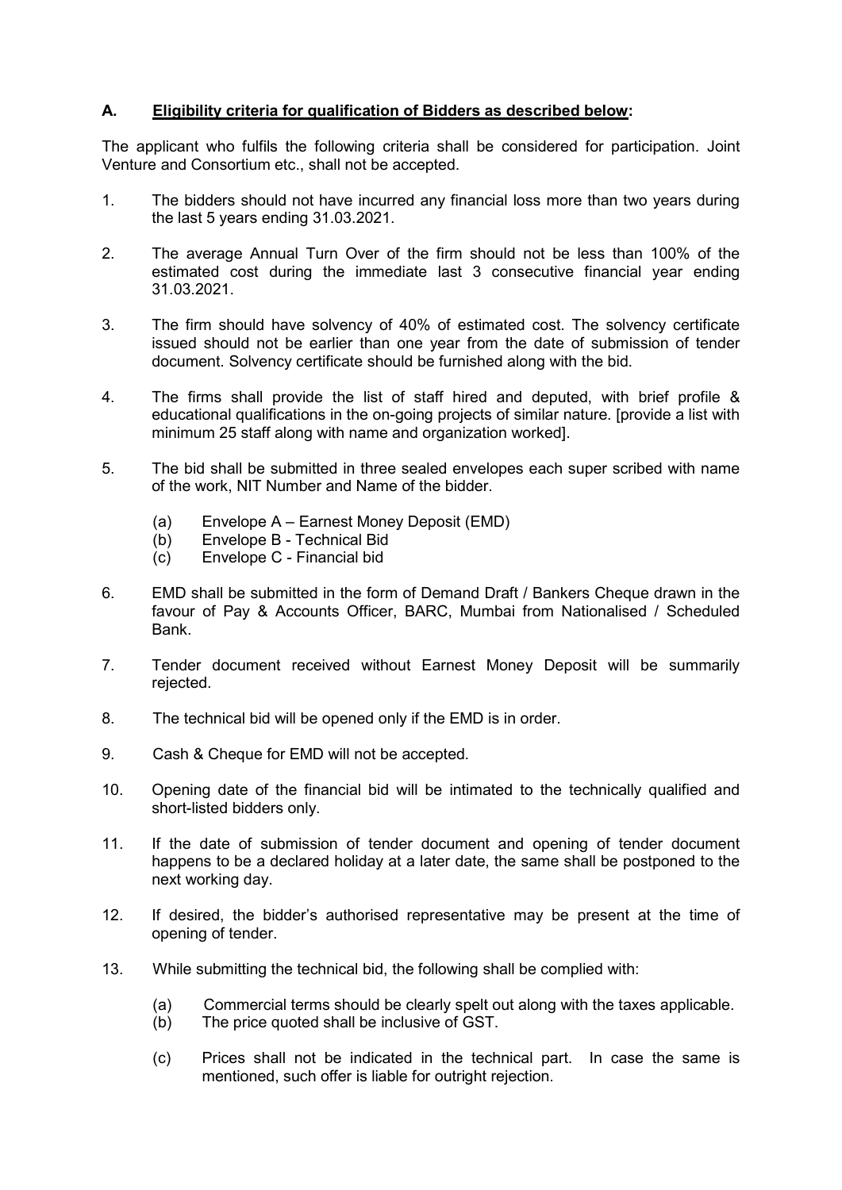## A. <u>Eligibility criteria for qualification of Bidders as described below</u>:

The applicant who fulfils the following criteria shall be considered for participation. Joint Venture and Consortium etc., shall not be accepted.

1. The bidders should not have incurred any financial loss more than two years during the last 5 years ending 31.03.2021.

2. The average Annual Turn Over of the firm should not be less than 100% of the estimated cost during the immediate last 3 consecutive financial year ending 31.03.2021.

3. The firm should have solvency of 40% of estimated cost. The solvency certificate issued should not be earlier than one year from the date of submission of tender document. Solvency certificate should be furnished along with the bid.

4. The firms shall provide the list of staff hired and deputed, with brief profile & educational qualifications in the on-going projects of similar nature. [provide a list with minimum 25 staff along with name and organization worked].

5. The bid shall be submitted in three sealed envelopes each super scribed with name of the work, NIT Number and Name of the bidder.

   (a) Envelope A – Earnest Money Deposit (EMD)
   (b) Envelope B - Technical Bid
   (c) Envelope C - Financial bid

6. EMD shall be submitted in the form of Demand Draft / Bankers Cheque drawn in the favour of Pay & Accounts Officer, BARC, Mumbai from Nationalised / Scheduled Bank.

7. Tender document received without Earnest Money Deposit will be summarily rejected.

8. The technical bid will be opened only if the EMD is in order.

9. Cash & Cheque for EMD will not be accepted.

10. Opening date of the financial bid will be intimated to the technically qualified and short-listed bidders only.

11. If the date of submission of tender document and opening of tender document happens to be a declared holiday at a later date, the same shall be postponed to the next working day.

12. If desired, the bidder's authorised representative may be present at the time of opening of tender.

13. While submitting the technical bid, the following shall be complied with:

    (a) Commercial terms should be clearly spelt out along with the taxes applicable.
    (b) The price quoted shall be inclusive of GST.
    (c) Prices shall not be indicated in the technical part. In case the same is mentioned, such offer is liable for outright rejection.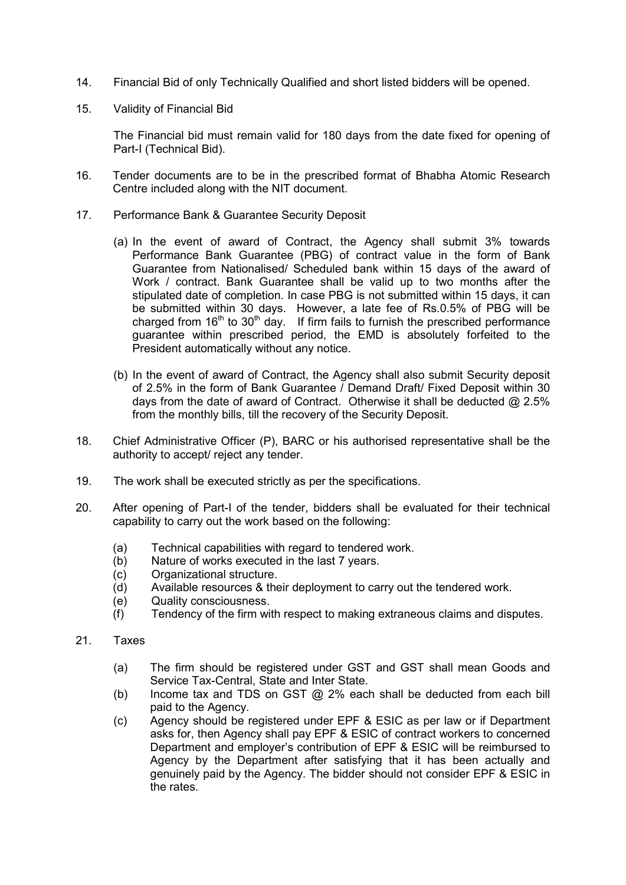14. Financial Bid of only Technically Qualified and short listed bidders will be opened.

15. Validity of Financial Bid

    The Financial bid must remain valid for 180 days from the date fixed for opening of Part-I (Technical Bid).

16. Tender documents are to be in the prescribed format of Bhabha Atomic Research Centre included along with the NIT document.

17. Performance Bank & Guarantee Security Deposit

    (a) In the event of award of Contract, the Agency shall submit 3% towards Performance Bank Guarantee (PBG) of contract value in the form of Bank Guarantee from Nationalised/ Scheduled bank within 15 days of the award of Work / contract. Bank Guarantee shall be valid up to two months after the stipulated date of completion. In case PBG is not submitted within 15 days, it can be submitted within 30 days. However, a late fee of Rs.0.5% of PBG will be charged from 16th to 30th day. If firm fails to furnish the prescribed performance guarantee within prescribed period, the EMD is absolutely forfeited to the President automatically without any notice.

    (b) In the event of award of Contract, the Agency shall also submit Security deposit of 2.5% in the form of Bank Guarantee / Demand Draft/ Fixed Deposit within 30 days from the date of award of Contract. Otherwise it shall be deducted @ 2.5% from the monthly bills, till the recovery of the Security Deposit.

18. Chief Administrative Officer (P), BARC or his authorised representative shall be the authority to accept/ reject any tender.

19. The work shall be executed strictly as per the specifications.

20. After opening of Part-I of the tender, bidders shall be evaluated for their technical capability to carry out the work based on the following:

    (a) Technical capabilities with regard to tendered work.
    (b) Nature of works executed in the last 7 years.
    (c) Organizational structure.
    (d) Available resources & their deployment to carry out the tendered work.
    (e) Quality consciousness.
    (f) Tendency of the firm with respect to making extraneous claims and disputes.

21. Taxes

    (a) The firm should be registered under GST and GST shall mean Goods and Service Tax-Central, State and Inter State.
    (b) Income tax and TDS on GST @ 2% each shall be deducted from each bill paid to the Agency.
    (c) Agency should be registered under EPF & ESIC as per law or if Department asks for, then Agency shall pay EPF & ESIC of contract workers to concerned Department and employer's contribution of EPF & ESIC will be reimbursed to Agency by the Department after satisfying that it has been actually and genuinely paid by the Agency. The bidder should not consider EPF & ESIC in the rates.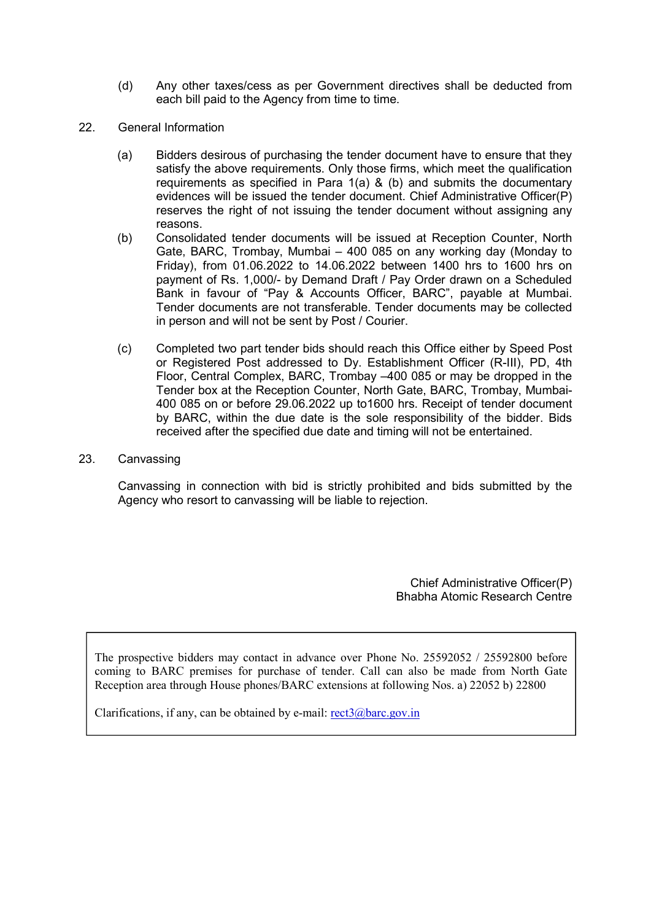(d) Any other taxes/cess as per Government directives shall be deducted from each bill paid to the Agency from time to time.

22. General Information

(a) Bidders desirous of purchasing the tender document have to ensure that they satisfy the above requirements. Only those firms, which meet the qualification requirements as specified in Para 1(a) & (b) and submits the documentary evidences will be issued the tender document. Chief Administrative Officer(P) reserves the right of not issuing the tender document without assigning any reasons.

(b) Consolidated tender documents will be issued at Reception Counter, North Gate, BARC, Trombay, Mumbai – 400 085 on any working day (Monday to Friday), from 01.06.2022 to 14.06.2022 between 1400 hrs to 1600 hrs on payment of Rs. 1,000/- by Demand Draft / Pay Order drawn on a Scheduled Bank in favour of "Pay & Accounts Officer, BARC", payable at Mumbai. Tender documents are not transferable. Tender documents may be collected in person and will not be sent by Post / Courier.

(c) Completed two part tender bids should reach this Office either by Speed Post or Registered Post addressed to Dy. Establishment Officer (R-III), PD, 4th Floor, Central Complex, BARC, Trombay –400 085 or may be dropped in the Tender box at the Reception Counter, North Gate, BARC, Trombay, Mumbai-400 085 on or before 29.06.2022 up to1600 hrs. Receipt of tender document by BARC, within the due date is the sole responsibility of the bidder. Bids received after the specified due date and timing will not be entertained.

23. Canvassing

Canvassing in connection with bid is strictly prohibited and bids submitted by the Agency who resort to canvassing will be liable to rejection.

Chief Administrative Officer(P)
Bhabha Atomic Research Centre

The prospective bidders may contact in advance over Phone No. 25592052 / 25592800 before coming to BARC premises for purchase of tender. Call can also be made from North Gate Reception area through House phones/BARC extensions at following Nos. a) 22052 b) 22800

Clarifications, if any, can be obtained by e-mail: rect3@barc.gov.in